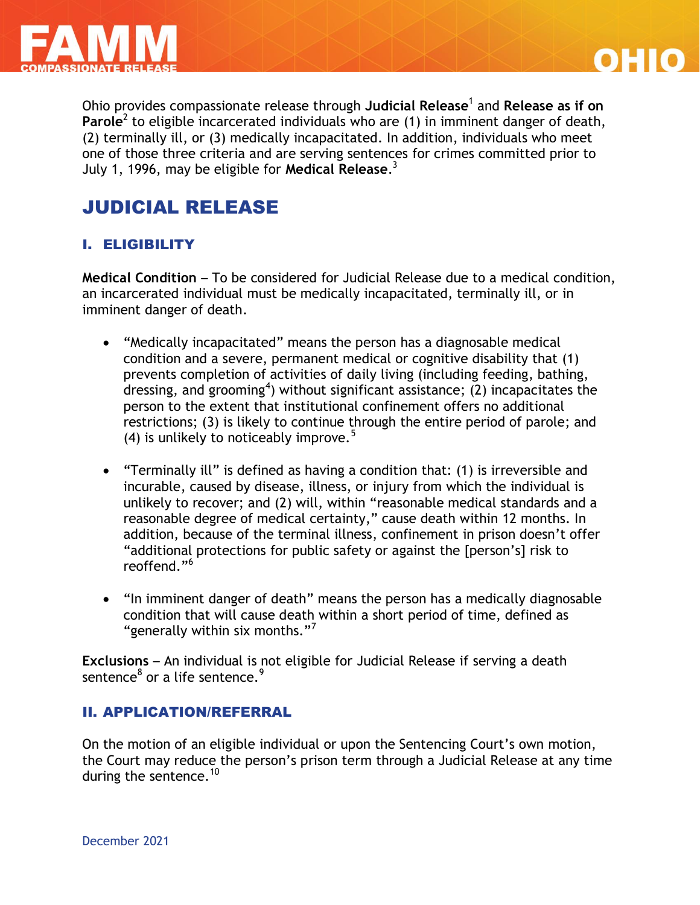# FAMM COMPASSIONATE RELEASE — OHIO

Ohio provides compassionate release through **Judicial Release**[1] and **Release as if on Parole**[2] to eligible incarcerated individuals who are (1) in imminent danger of death, (2) terminally ill, or (3) medically incapacitated. In addition, individuals who meet one of those three criteria and are serving sentences for crimes committed prior to July 1, 1996, may be eligible for **Medical Release**.[3]

## JUDICIAL RELEASE

### I. ELIGIBILITY

**Medical Condition** – To be considered for Judicial Release due to a medical condition, an incarcerated individual must be medically incapacitated, terminally ill, or in imminent danger of death.

- "Medically incapacitated" means the person has a diagnosable medical condition and a severe, permanent medical or cognitive disability that (1) prevents completion of activities of daily living (including feeding, bathing, dressing, and grooming[4]) without significant assistance; (2) incapacitates the person to the extent that institutional confinement offers no additional restrictions; (3) is likely to continue through the entire period of parole; and (4) is unlikely to noticeably improve.[5]

- "Terminally ill" is defined as having a condition that: (1) is irreversible and incurable, caused by disease, illness, or injury from which the individual is unlikely to recover; and (2) will, within "reasonable medical standards and a reasonable degree of medical certainty," cause death within 12 months. In addition, because of the terminal illness, confinement in prison doesn't offer "additional protections for public safety or against the [person's] risk to reoffend."[6]

- "In imminent danger of death" means the person has a medically diagnosable condition that will cause death within a short period of time, defined as "generally within six months."[7]

**Exclusions** – An individual is not eligible for Judicial Release if serving a death sentence[8] or a life sentence.[9]

### II. APPLICATION/REFERRAL

On the motion of an eligible individual or upon the Sentencing Court's own motion, the Court may reduce the person's prison term through a Judicial Release at any time during the sentence.[10]

December 2021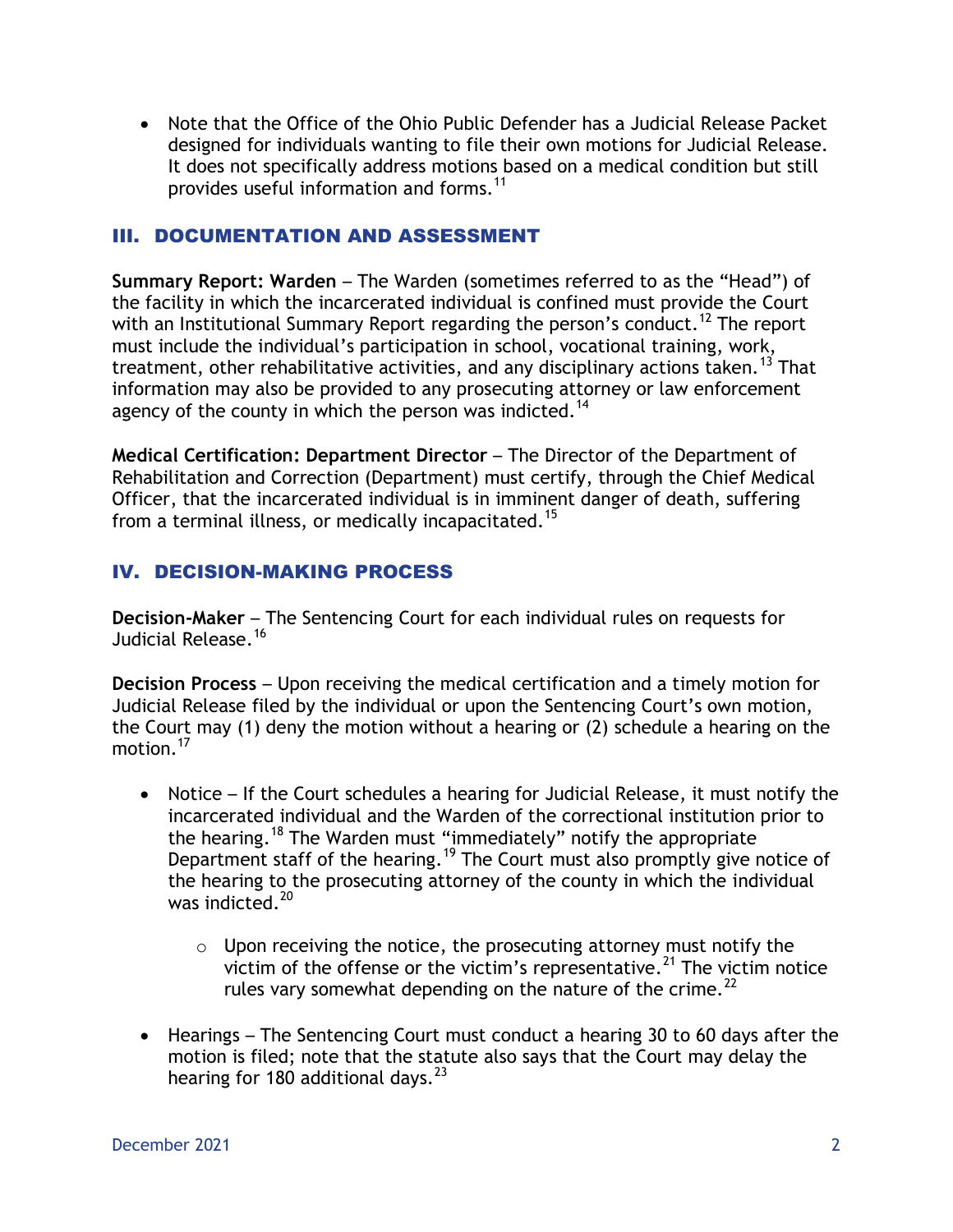- Note that the Office of the Ohio Public Defender has a Judicial Release Packet designed for individuals wanting to file their own motions for Judicial Release. It does not specifically address motions based on a medical condition but still provides useful information and forms.[11]

## III. DOCUMENTATION AND ASSESSMENT

**Summary Report: Warden** – The Warden (sometimes referred to as the "Head") of the facility in which the incarcerated individual is confined must provide the Court with an Institutional Summary Report regarding the person's conduct.[12] The report must include the individual's participation in school, vocational training, work, treatment, other rehabilitative activities, and any disciplinary actions taken.[13] That information may also be provided to any prosecuting attorney or law enforcement agency of the county in which the person was indicted.[14]

**Medical Certification: Department Director** – The Director of the Department of Rehabilitation and Correction (Department) must certify, through the Chief Medical Officer, that the incarcerated individual is in imminent danger of death, suffering from a terminal illness, or medically incapacitated.[15]

## IV. DECISION-MAKING PROCESS

**Decision-Maker** – The Sentencing Court for each individual rules on requests for Judicial Release.[16]

**Decision Process** – Upon receiving the medical certification and a timely motion for Judicial Release filed by the individual or upon the Sentencing Court's own motion, the Court may (1) deny the motion without a hearing or (2) schedule a hearing on the motion.[17]

- Notice – If the Court schedules a hearing for Judicial Release, it must notify the incarcerated individual and the Warden of the correctional institution prior to the hearing.[18] The Warden must "immediately" notify the appropriate Department staff of the hearing.[19] The Court must also promptly give notice of the hearing to the prosecuting attorney of the county in which the individual was indicted.[20]
    - Upon receiving the notice, the prosecuting attorney must notify the victim of the offense or the victim's representative.[21] The victim notice rules vary somewhat depending on the nature of the crime.[22]
- Hearings – The Sentencing Court must conduct a hearing 30 to 60 days after the motion is filed; note that the statute also says that the Court may delay the hearing for 180 additional days.[23]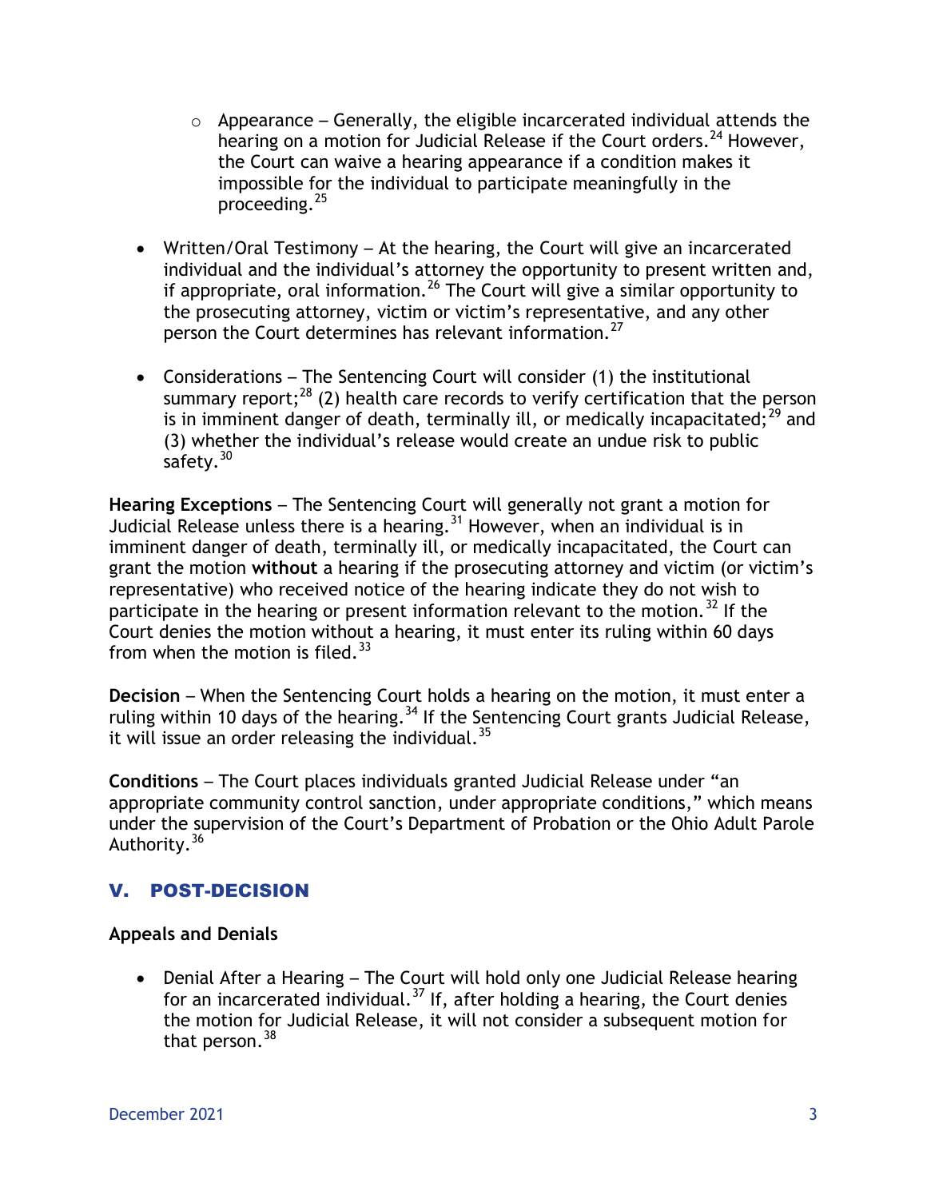- Appearance – Generally, the eligible incarcerated individual attends the hearing on a motion for Judicial Release if the Court orders.[24] However, the Court can waive a hearing appearance if a condition makes it impossible for the individual to participate meaningfully in the proceeding.[25]

- Written/Oral Testimony – At the hearing, the Court will give an incarcerated individual and the individual's attorney the opportunity to present written and, if appropriate, oral information.[26] The Court will give a similar opportunity to the prosecuting attorney, victim or victim's representative, and any other person the Court determines has relevant information.[27]

- Considerations – The Sentencing Court will consider (1) the institutional summary report;[28] (2) health care records to verify certification that the person is in imminent danger of death, terminally ill, or medically incapacitated;[29] and (3) whether the individual's release would create an undue risk to public safety.[30]

**Hearing Exceptions** – The Sentencing Court will generally not grant a motion for Judicial Release unless there is a hearing.[31] However, when an individual is in imminent danger of death, terminally ill, or medically incapacitated, the Court can grant the motion **without** a hearing if the prosecuting attorney and victim (or victim's representative) who received notice of the hearing indicate they do not wish to participate in the hearing or present information relevant to the motion.[32] If the Court denies the motion without a hearing, it must enter its ruling within 60 days from when the motion is filed.[33]

**Decision** – When the Sentencing Court holds a hearing on the motion, it must enter a ruling within 10 days of the hearing.[34] If the Sentencing Court grants Judicial Release, it will issue an order releasing the individual.[35]

**Conditions** – The Court places individuals granted Judicial Release under "an appropriate community control sanction, under appropriate conditions," which means under the supervision of the Court's Department of Probation or the Ohio Adult Parole Authority.[36]

## V. POST-DECISION

**Appeals and Denials**

- Denial After a Hearing – The Court will hold only one Judicial Release hearing for an incarcerated individual.[37] If, after holding a hearing, the Court denies the motion for Judicial Release, it will not consider a subsequent motion for that person.[38]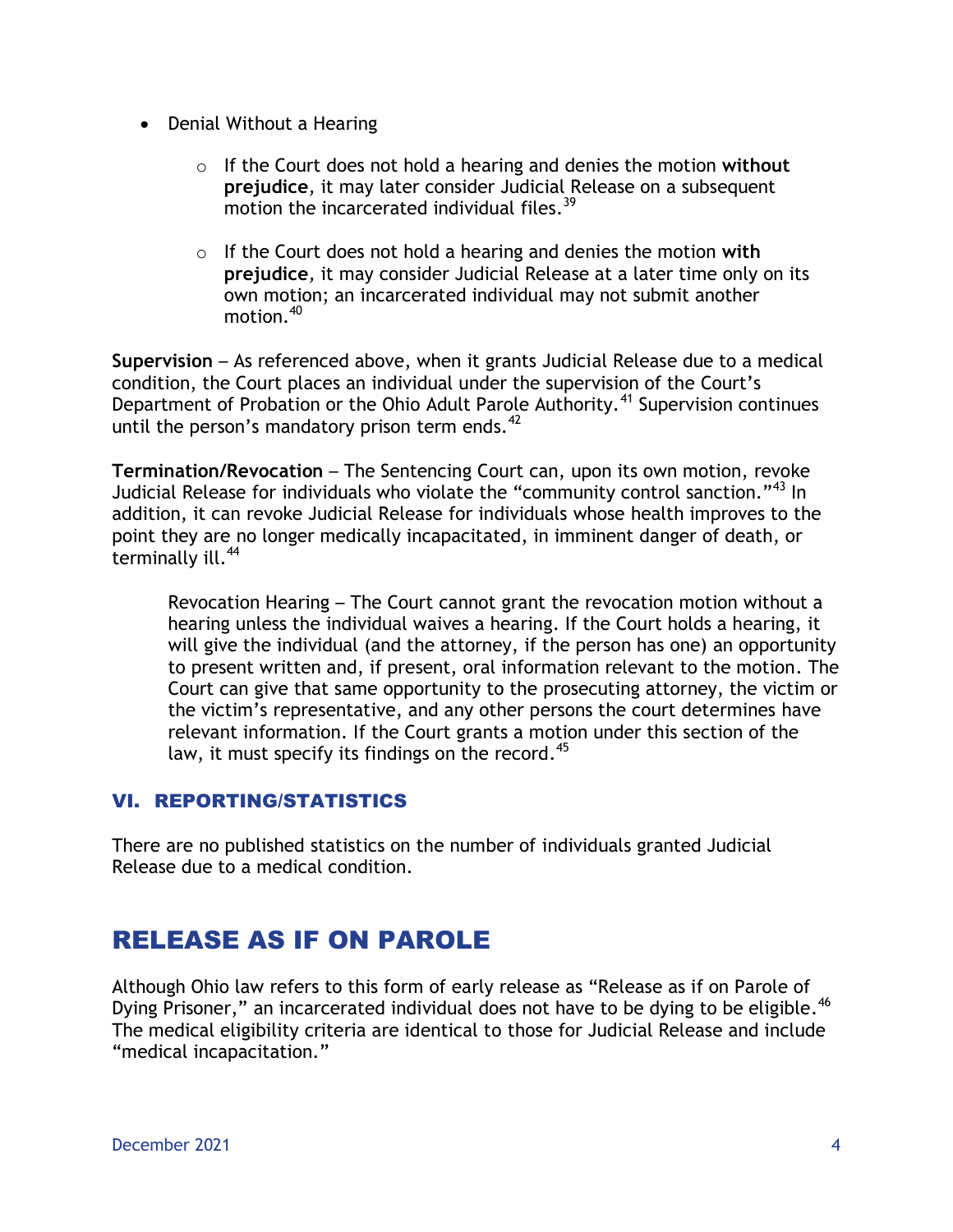- Denial Without a Hearing
  - If the Court does not hold a hearing and denies the motion **without prejudice**, it may later consider Judicial Release on a subsequent motion the incarcerated individual files.[39]
  - If the Court does not hold a hearing and denies the motion **with prejudice**, it may consider Judicial Release at a later time only on its own motion; an incarcerated individual may not submit another motion.[40]

**Supervision** – As referenced above, when it grants Judicial Release due to a medical condition, the Court places an individual under the supervision of the Court's Department of Probation or the Ohio Adult Parole Authority.[41] Supervision continues until the person's mandatory prison term ends.[42]

**Termination/Revocation** – The Sentencing Court can, upon its own motion, revoke Judicial Release for individuals who violate the "community control sanction."[43] In addition, it can revoke Judicial Release for individuals whose health improves to the point they are no longer medically incapacitated, in imminent danger of death, or terminally ill.[44]

> Revocation Hearing – The Court cannot grant the revocation motion without a hearing unless the individual waives a hearing. If the Court holds a hearing, it will give the individual (and the attorney, if the person has one) an opportunity to present written and, if present, oral information relevant to the motion. The Court can give that same opportunity to the prosecuting attorney, the victim or the victim's representative, and any other persons the court determines have relevant information. If the Court grants a motion under this section of the law, it must specify its findings on the record.[45]

### VI. REPORTING/STATISTICS

There are no published statistics on the number of individuals granted Judicial Release due to a medical condition.

## RELEASE AS IF ON PAROLE

Although Ohio law refers to this form of early release as "Release as if on Parole of Dying Prisoner," an incarcerated individual does not have to be dying to be eligible.[46] The medical eligibility criteria are identical to those for Judicial Release and include "medical incapacitation."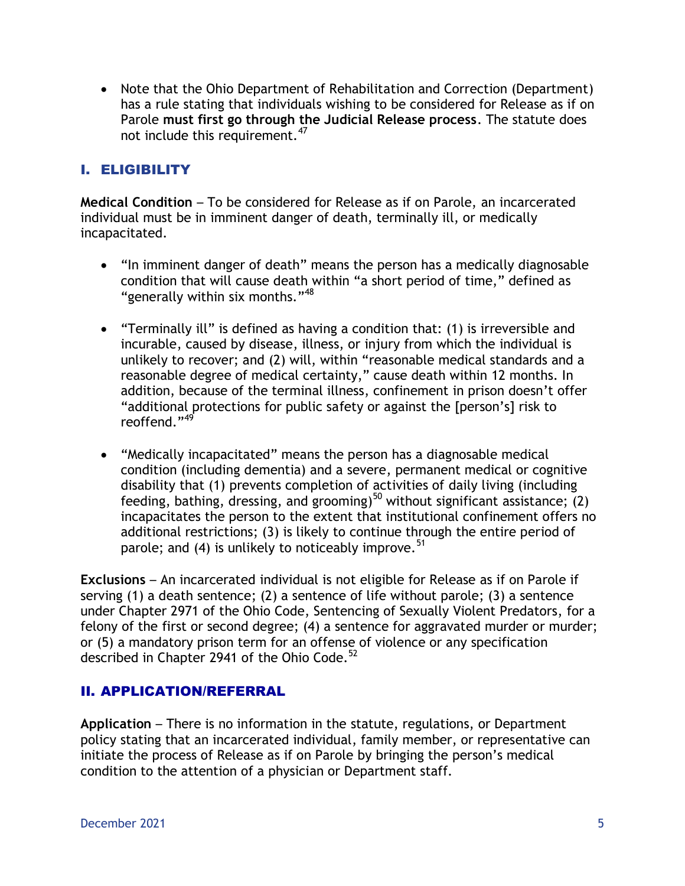- Note that the Ohio Department of Rehabilitation and Correction (Department) has a rule stating that individuals wishing to be considered for Release as if on Parole **must first go through the Judicial Release process**. The statute does not include this requirement.[47]

## I. ELIGIBILITY

**Medical Condition** – To be considered for Release as if on Parole, an incarcerated individual must be in imminent danger of death, terminally ill, or medically incapacitated.

- "In imminent danger of death" means the person has a medically diagnosable condition that will cause death within "a short period of time," defined as "generally within six months."[48]

- "Terminally ill" is defined as having a condition that: (1) is irreversible and incurable, caused by disease, illness, or injury from which the individual is unlikely to recover; and (2) will, within "reasonable medical standards and a reasonable degree of medical certainty," cause death within 12 months. In addition, because of the terminal illness, confinement in prison doesn't offer "additional protections for public safety or against the [person's] risk to reoffend."[49]

- "Medically incapacitated" means the person has a diagnosable medical condition (including dementia) and a severe, permanent medical or cognitive disability that (1) prevents completion of activities of daily living (including feeding, bathing, dressing, and grooming)[50] without significant assistance; (2) incapacitates the person to the extent that institutional confinement offers no additional restrictions; (3) is likely to continue through the entire period of parole; and (4) is unlikely to noticeably improve.[51]

**Exclusions** – An incarcerated individual is not eligible for Release as if on Parole if serving (1) a death sentence; (2) a sentence of life without parole; (3) a sentence under Chapter 2971 of the Ohio Code, Sentencing of Sexually Violent Predators, for a felony of the first or second degree; (4) a sentence for aggravated murder or murder; or (5) a mandatory prison term for an offense of violence or any specification described in Chapter 2941 of the Ohio Code.[52]

## II. APPLICATION/REFERRAL

**Application** – There is no information in the statute, regulations, or Department policy stating that an incarcerated individual, family member, or representative can initiate the process of Release as if on Parole by bringing the person's medical condition to the attention of a physician or Department staff.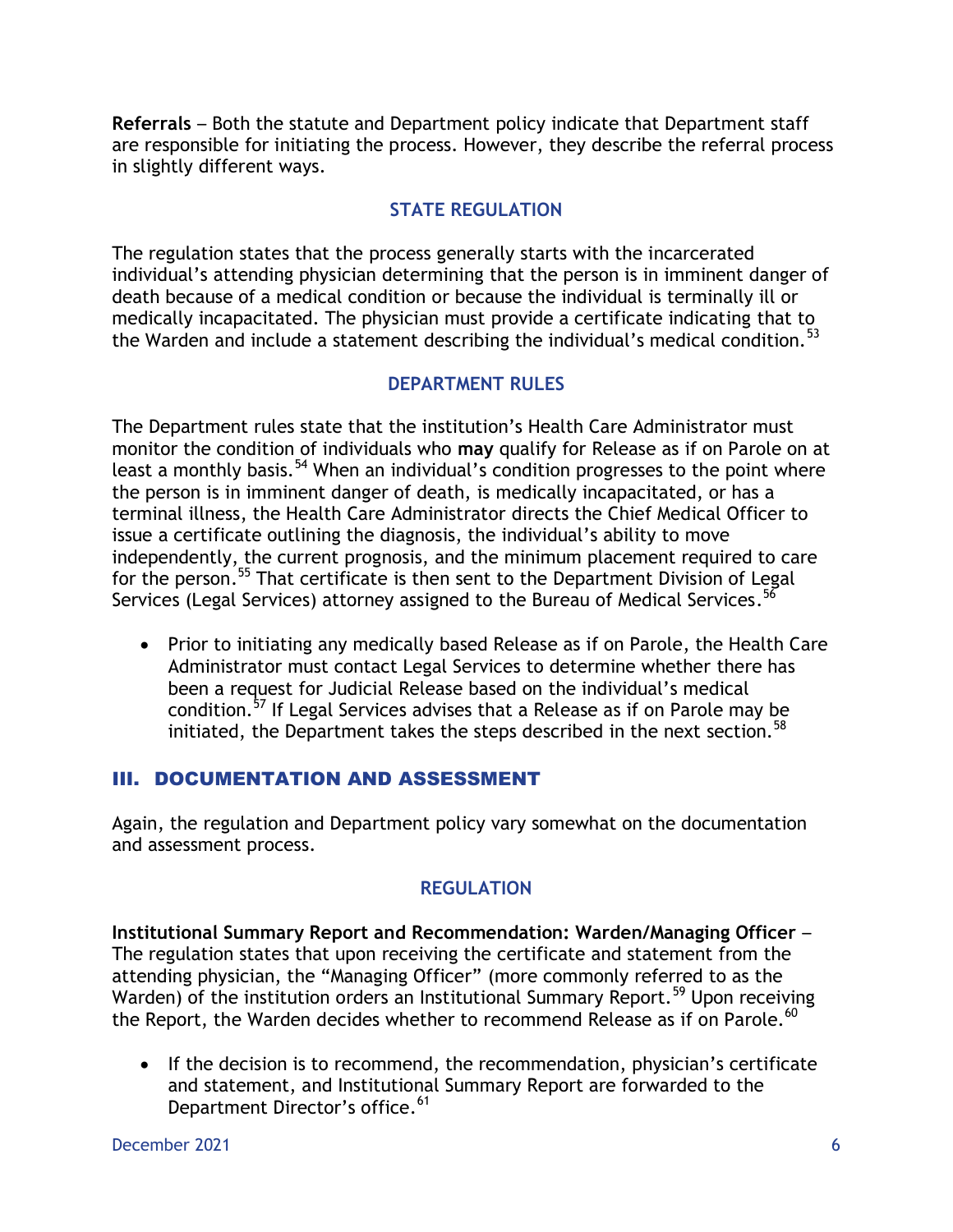**Referrals** – Both the statute and Department policy indicate that Department staff are responsible for initiating the process. However, they describe the referral process in slightly different ways.

### STATE REGULATION

The regulation states that the process generally starts with the incarcerated individual's attending physician determining that the person is in imminent danger of death because of a medical condition or because the individual is terminally ill or medically incapacitated. The physician must provide a certificate indicating that to the Warden and include a statement describing the individual's medical condition.[53]

### DEPARTMENT RULES

The Department rules state that the institution's Health Care Administrator must monitor the condition of individuals who **may** qualify for Release as if on Parole on at least a monthly basis.[54] When an individual's condition progresses to the point where the person is in imminent danger of death, is medically incapacitated, or has a terminal illness, the Health Care Administrator directs the Chief Medical Officer to issue a certificate outlining the diagnosis, the individual's ability to move independently, the current prognosis, and the minimum placement required to care for the person.[55] That certificate is then sent to the Department Division of Legal Services (Legal Services) attorney assigned to the Bureau of Medical Services.[56]

- Prior to initiating any medically based Release as if on Parole, the Health Care Administrator must contact Legal Services to determine whether there has been a request for Judicial Release based on the individual's medical condition.[57] If Legal Services advises that a Release as if on Parole may be initiated, the Department takes the steps described in the next section.[58]

## III. DOCUMENTATION AND ASSESSMENT

Again, the regulation and Department policy vary somewhat on the documentation and assessment process.

### REGULATION

**Institutional Summary Report and Recommendation: Warden/Managing Officer** – The regulation states that upon receiving the certificate and statement from the attending physician, the "Managing Officer" (more commonly referred to as the Warden) of the institution orders an Institutional Summary Report.[59] Upon receiving the Report, the Warden decides whether to recommend Release as if on Parole.[60]

- If the decision is to recommend, the recommendation, physician's certificate and statement, and Institutional Summary Report are forwarded to the Department Director's office.[61]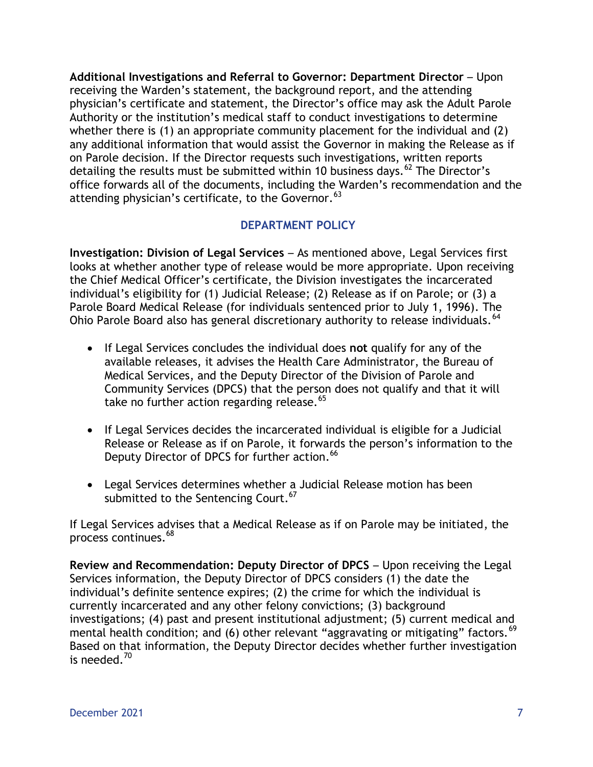**Additional Investigations and Referral to Governor: Department Director** – Upon receiving the Warden's statement, the background report, and the attending physician's certificate and statement, the Director's office may ask the Adult Parole Authority or the institution's medical staff to conduct investigations to determine whether there is (1) an appropriate community placement for the individual and (2) any additional information that would assist the Governor in making the Release as if on Parole decision. If the Director requests such investigations, written reports detailing the results must be submitted within 10 business days.[62] The Director's office forwards all of the documents, including the Warden's recommendation and the attending physician's certificate, to the Governor.[63]

## DEPARTMENT POLICY

**Investigation: Division of Legal Services** – As mentioned above, Legal Services first looks at whether another type of release would be more appropriate. Upon receiving the Chief Medical Officer's certificate, the Division investigates the incarcerated individual's eligibility for (1) Judicial Release; (2) Release as if on Parole; or (3) a Parole Board Medical Release (for individuals sentenced prior to July 1, 1996). The Ohio Parole Board also has general discretionary authority to release individuals.[64]

- If Legal Services concludes the individual does **not** qualify for any of the available releases, it advises the Health Care Administrator, the Bureau of Medical Services, and the Deputy Director of the Division of Parole and Community Services (DPCS) that the person does not qualify and that it will take no further action regarding release.[65]

- If Legal Services decides the incarcerated individual is eligible for a Judicial Release or Release as if on Parole, it forwards the person's information to the Deputy Director of DPCS for further action.[66]

- Legal Services determines whether a Judicial Release motion has been submitted to the Sentencing Court.[67]

If Legal Services advises that a Medical Release as if on Parole may be initiated, the process continues.[68]

**Review and Recommendation: Deputy Director of DPCS** – Upon receiving the Legal Services information, the Deputy Director of DPCS considers (1) the date the individual's definite sentence expires; (2) the crime for which the individual is currently incarcerated and any other felony convictions; (3) background investigations; (4) past and present institutional adjustment; (5) current medical and mental health condition; and (6) other relevant "aggravating or mitigating" factors.[69] Based on that information, the Deputy Director decides whether further investigation is needed.[70]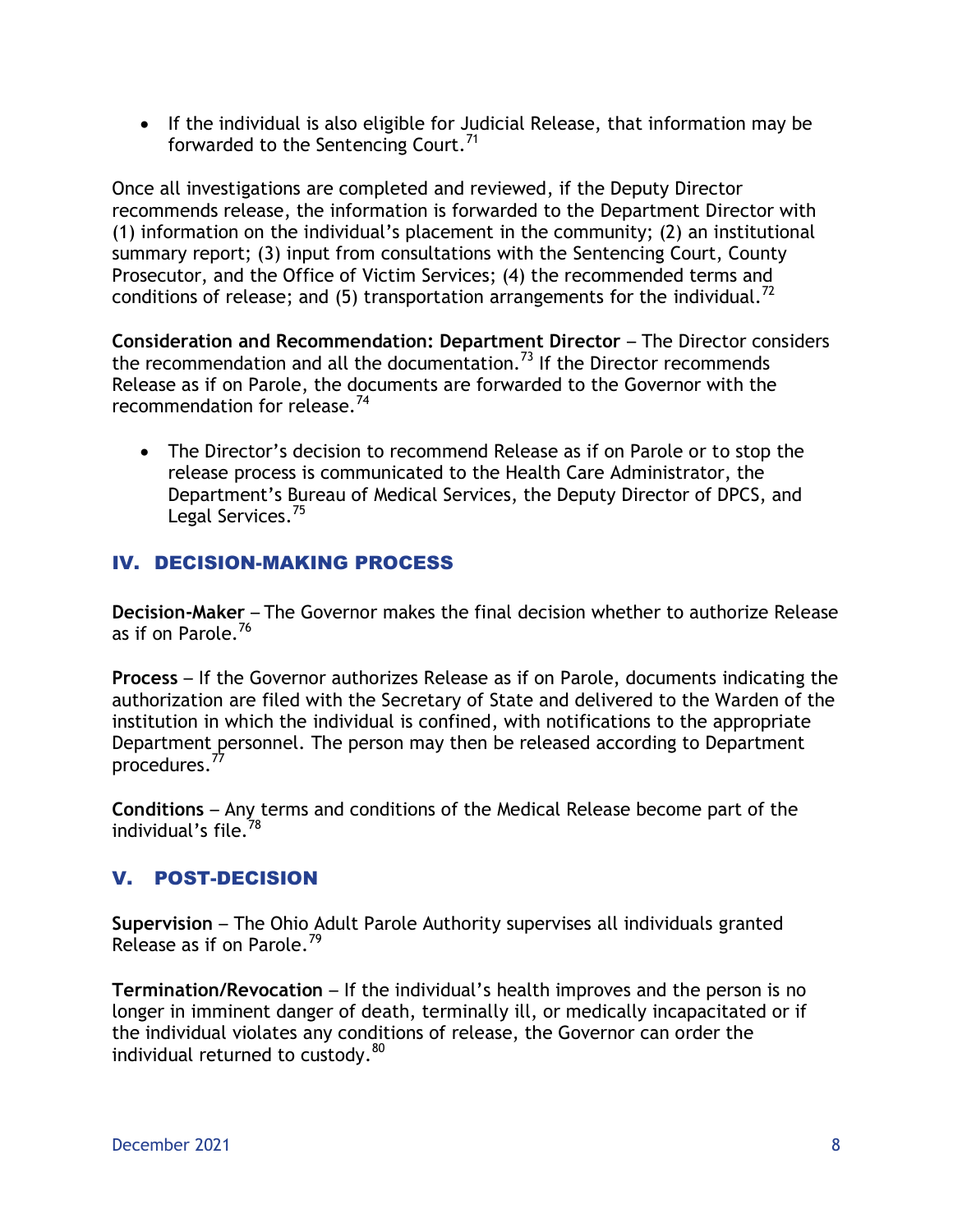- If the individual is also eligible for Judicial Release, that information may be forwarded to the Sentencing Court.[71]

Once all investigations are completed and reviewed, if the Deputy Director recommends release, the information is forwarded to the Department Director with (1) information on the individual's placement in the community; (2) an institutional summary report; (3) input from consultations with the Sentencing Court, County Prosecutor, and the Office of Victim Services; (4) the recommended terms and conditions of release; and (5) transportation arrangements for the individual.[72]

**Consideration and Recommendation: Department Director** – The Director considers the recommendation and all the documentation.[73] If the Director recommends Release as if on Parole, the documents are forwarded to the Governor with the recommendation for release.[74]

- The Director's decision to recommend Release as if on Parole or to stop the release process is communicated to the Health Care Administrator, the Department's Bureau of Medical Services, the Deputy Director of DPCS, and Legal Services.[75]

## IV. DECISION-MAKING PROCESS

**Decision-Maker** – The Governor makes the final decision whether to authorize Release as if on Parole.[76]

**Process** – If the Governor authorizes Release as if on Parole, documents indicating the authorization are filed with the Secretary of State and delivered to the Warden of the institution in which the individual is confined, with notifications to the appropriate Department personnel. The person may then be released according to Department procedures.[77]

**Conditions** – Any terms and conditions of the Medical Release become part of the individual's file.[78]

## V. POST-DECISION

**Supervision** – The Ohio Adult Parole Authority supervises all individuals granted Release as if on Parole.[79]

**Termination/Revocation** – If the individual's health improves and the person is no longer in imminent danger of death, terminally ill, or medically incapacitated or if the individual violates any conditions of release, the Governor can order the individual returned to custody.[80]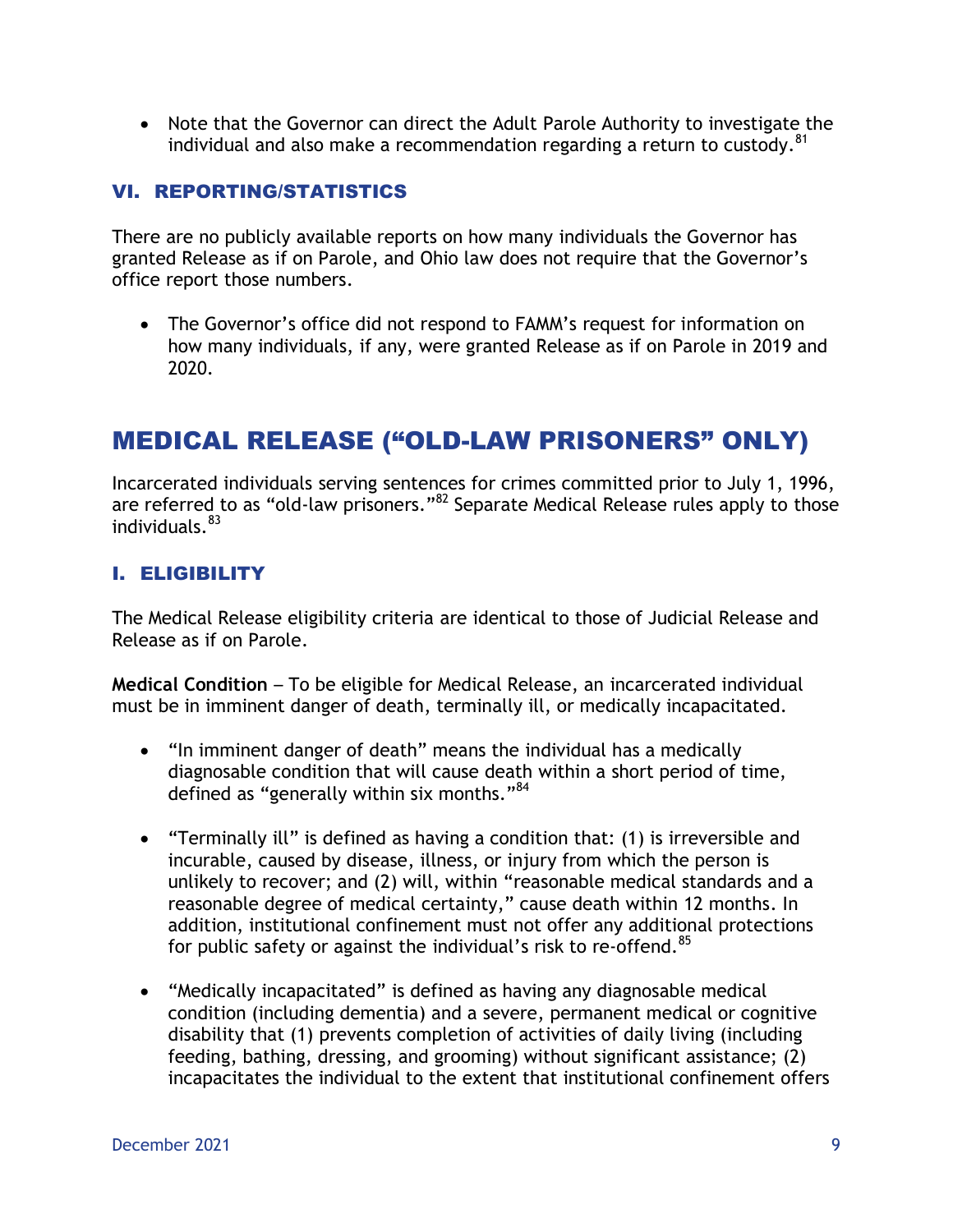- Note that the Governor can direct the Adult Parole Authority to investigate the individual and also make a recommendation regarding a return to custody.[81]

### VI. REPORTING/STATISTICS

There are no publicly available reports on how many individuals the Governor has granted Release as if on Parole, and Ohio law does not require that the Governor's office report those numbers.

- The Governor's office did not respond to FAMM's request for information on how many individuals, if any, were granted Release as if on Parole in 2019 and 2020.

## MEDICAL RELEASE ("OLD-LAW PRISONERS" ONLY)

Incarcerated individuals serving sentences for crimes committed prior to July 1, 1996, are referred to as "old-law prisoners."[82] Separate Medical Release rules apply to those individuals.[83]

### I. ELIGIBILITY

The Medical Release eligibility criteria are identical to those of Judicial Release and Release as if on Parole.

**Medical Condition** – To be eligible for Medical Release, an incarcerated individual must be in imminent danger of death, terminally ill, or medically incapacitated.

- "In imminent danger of death" means the individual has a medically diagnosable condition that will cause death within a short period of time, defined as "generally within six months."[84]

- "Terminally ill" is defined as having a condition that: (1) is irreversible and incurable, caused by disease, illness, or injury from which the person is unlikely to recover; and (2) will, within "reasonable medical standards and a reasonable degree of medical certainty," cause death within 12 months. In addition, institutional confinement must not offer any additional protections for public safety or against the individual's risk to re-offend.[85]

- "Medically incapacitated" is defined as having any diagnosable medical condition (including dementia) and a severe, permanent medical or cognitive disability that (1) prevents completion of activities of daily living (including feeding, bathing, dressing, and grooming) without significant assistance; (2) incapacitates the individual to the extent that institutional confinement offers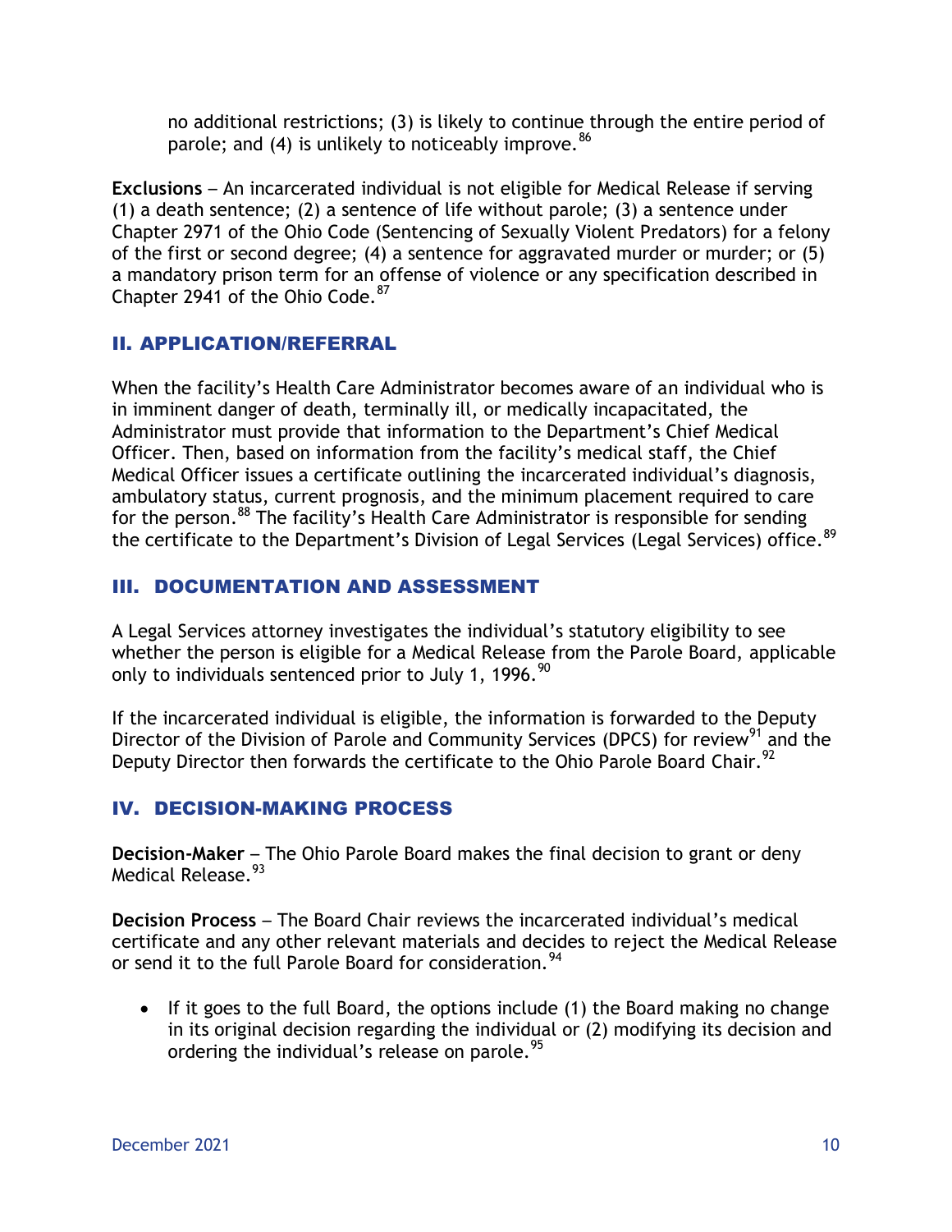no additional restrictions; (3) is likely to continue through the entire period of parole; and (4) is unlikely to noticeably improve.[86]

**Exclusions** – An incarcerated individual is not eligible for Medical Release if serving (1) a death sentence; (2) a sentence of life without parole; (3) a sentence under Chapter 2971 of the Ohio Code (Sentencing of Sexually Violent Predators) for a felony of the first or second degree; (4) a sentence for aggravated murder or murder; or (5) a mandatory prison term for an offense of violence or any specification described in Chapter 2941 of the Ohio Code.[87]

## II. APPLICATION/REFERRAL

When the facility's Health Care Administrator becomes aware of an individual who is in imminent danger of death, terminally ill, or medically incapacitated, the Administrator must provide that information to the Department's Chief Medical Officer. Then, based on information from the facility's medical staff, the Chief Medical Officer issues a certificate outlining the incarcerated individual's diagnosis, ambulatory status, current prognosis, and the minimum placement required to care for the person.[88] The facility's Health Care Administrator is responsible for sending the certificate to the Department's Division of Legal Services (Legal Services) office.[89]

## III. DOCUMENTATION AND ASSESSMENT

A Legal Services attorney investigates the individual's statutory eligibility to see whether the person is eligible for a Medical Release from the Parole Board, applicable only to individuals sentenced prior to July 1, 1996.[90]

If the incarcerated individual is eligible, the information is forwarded to the Deputy Director of the Division of Parole and Community Services (DPCS) for review[91] and the Deputy Director then forwards the certificate to the Ohio Parole Board Chair.[92]

## IV. DECISION-MAKING PROCESS

**Decision-Maker** – The Ohio Parole Board makes the final decision to grant or deny Medical Release.[93]

**Decision Process** – The Board Chair reviews the incarcerated individual's medical certificate and any other relevant materials and decides to reject the Medical Release or send it to the full Parole Board for consideration.[94]

- If it goes to the full Board, the options include (1) the Board making no change in its original decision regarding the individual or (2) modifying its decision and ordering the individual's release on parole.[95]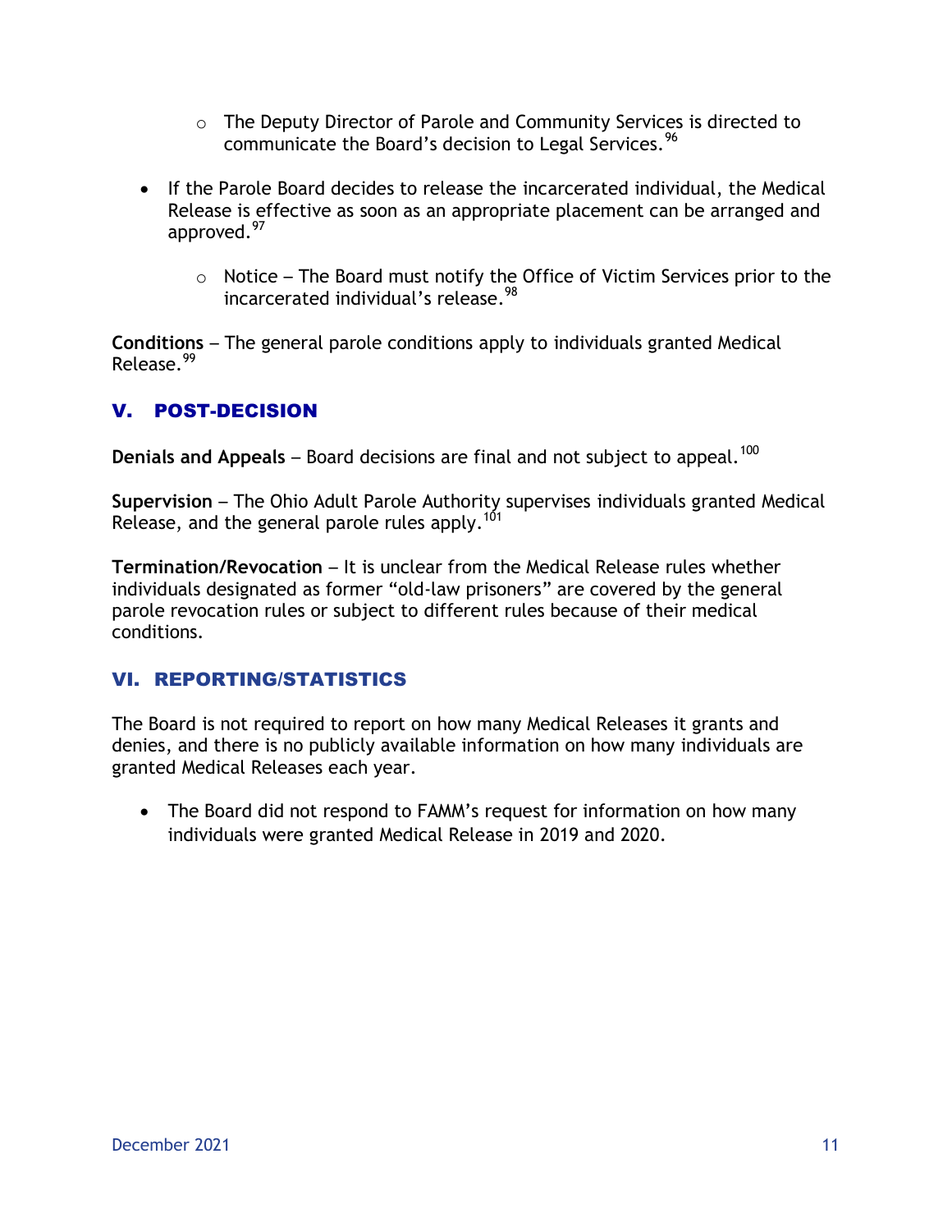- The Deputy Director of Parole and Community Services is directed to communicate the Board's decision to Legal Services.[96]

- If the Parole Board decides to release the incarcerated individual, the Medical Release is effective as soon as an appropriate placement can be arranged and approved.[97]
   - Notice – The Board must notify the Office of Victim Services prior to the incarcerated individual's release.[98]

**Conditions** – The general parole conditions apply to individuals granted Medical Release.[99]

## V. POST-DECISION

**Denials and Appeals** – Board decisions are final and not subject to appeal.[100]

**Supervision** – The Ohio Adult Parole Authority supervises individuals granted Medical Release, and the general parole rules apply.[101]

**Termination/Revocation** – It is unclear from the Medical Release rules whether individuals designated as former "old-law prisoners" are covered by the general parole revocation rules or subject to different rules because of their medical conditions.

## VI. REPORTING/STATISTICS

The Board is not required to report on how many Medical Releases it grants and denies, and there is no publicly available information on how many individuals are granted Medical Releases each year.

- The Board did not respond to FAMM's request for information on how many individuals were granted Medical Release in 2019 and 2020.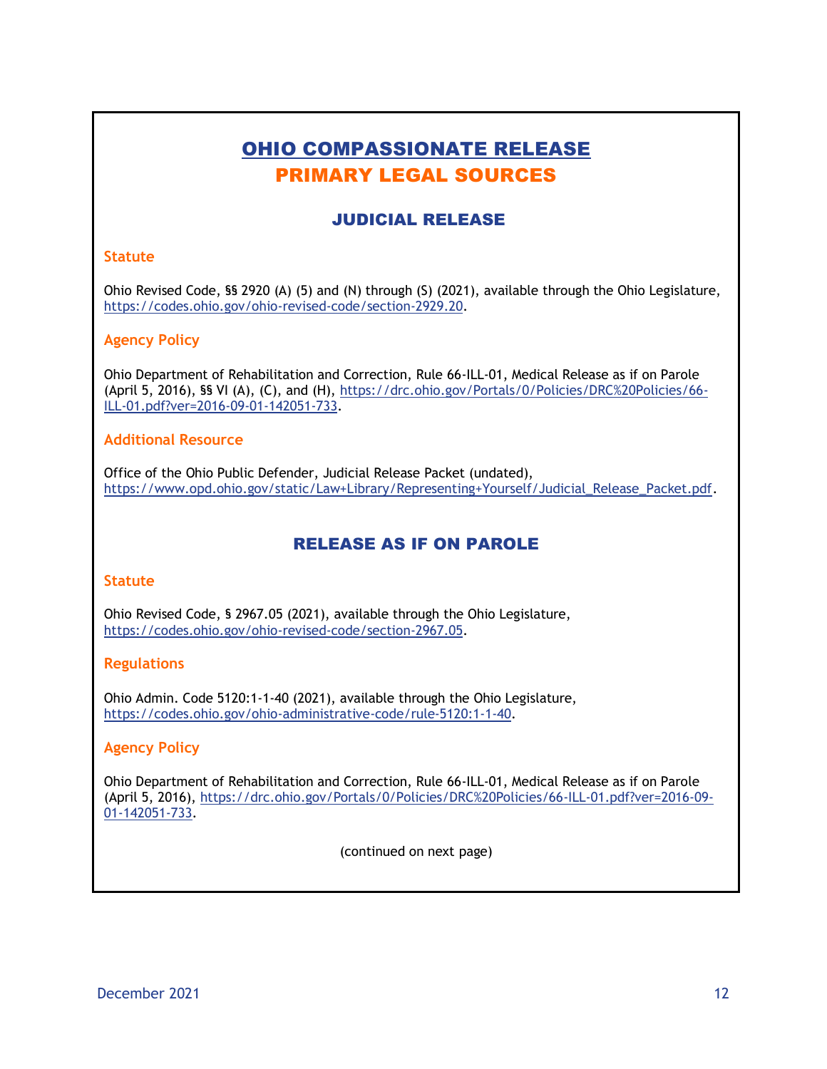# OHIO COMPASSIONATE RELEASE

# PRIMARY LEGAL SOURCES

## JUDICIAL RELEASE

### Statute

Ohio Revised Code, §§ 2920 (A) (5) and (N) through (S) (2021), available through the Ohio Legislature, https://codes.ohio.gov/ohio-revised-code/section-2929.20.

### Agency Policy

Ohio Department of Rehabilitation and Correction, Rule 66-ILL-01, Medical Release as if on Parole (April 5, 2016), §§ VI (A), (C), and (H), https://drc.ohio.gov/Portals/0/Policies/DRC%20Policies/66-ILL-01.pdf?ver=2016-09-01-142051-733.

### Additional Resource

Office of the Ohio Public Defender, Judicial Release Packet (undated), https://www.opd.ohio.gov/static/Law+Library/Representing+Yourself/Judicial_Release_Packet.pdf.

## RELEASE AS IF ON PAROLE

### Statute

Ohio Revised Code, § 2967.05 (2021), available through the Ohio Legislature, https://codes.ohio.gov/ohio-revised-code/section-2967.05.

### Regulations

Ohio Admin. Code 5120:1-1-40 (2021), available through the Ohio Legislature, https://codes.ohio.gov/ohio-administrative-code/rule-5120:1-1-40.

### Agency Policy

Ohio Department of Rehabilitation and Correction, Rule 66-ILL-01, Medical Release as if on Parole (April 5, 2016), https://drc.ohio.gov/Portals/0/Policies/DRC%20Policies/66-ILL-01.pdf?ver=2016-09-01-142051-733.

(continued on next page)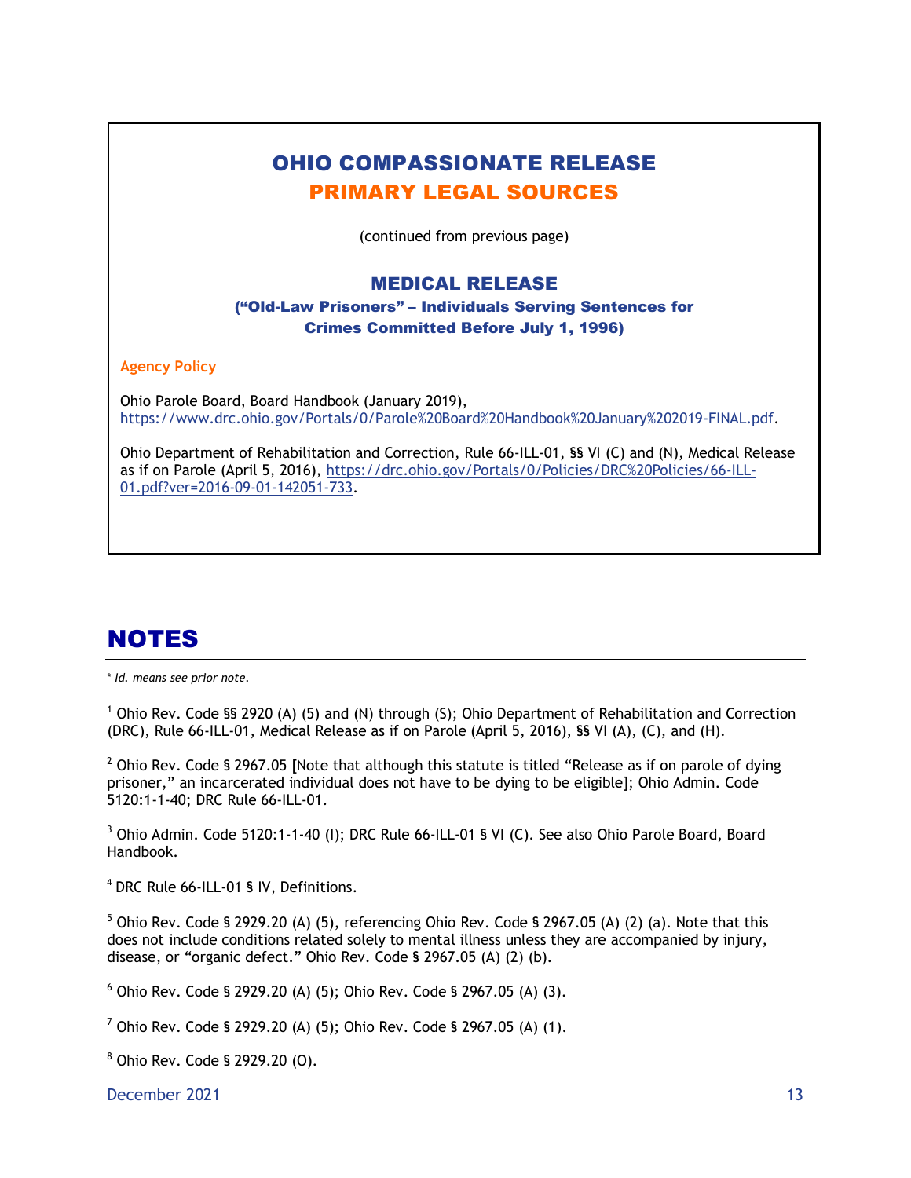# OHIO COMPASSIONATE RELEASE

## PRIMARY LEGAL SOURCES

(continued from previous page)

### MEDICAL RELEASE

#### ("Old-Law Prisoners" – Individuals Serving Sentences for Crimes Committed Before July 1, 1996)

**Agency Policy**

Ohio Parole Board, Board Handbook (January 2019), https://www.drc.ohio.gov/Portals/0/Parole%20Board%20Handbook%20January%202019-FINAL.pdf.

Ohio Department of Rehabilitation and Correction, Rule 66-ILL-01, §§ VI (C) and (N), Medical Release as if on Parole (April 5, 2016), https://drc.ohio.gov/Portals/0/Policies/DRC%20Policies/66-ILL-01.pdf?ver=2016-09-01-142051-733.

# NOTES

* *Id. means see prior note.*

[1] Ohio Rev. Code §§ 2920 (A) (5) and (N) through (S); Ohio Department of Rehabilitation and Correction (DRC), Rule 66-ILL-01, Medical Release as if on Parole (April 5, 2016), §§ VI (A), (C), and (H).

[2] Ohio Rev. Code § 2967.05 [Note that although this statute is titled "Release as if on parole of dying prisoner," an incarcerated individual does not have to be dying to be eligible]; Ohio Admin. Code 5120:1-1-40; DRC Rule 66-ILL-01.

[3] Ohio Admin. Code 5120:1-1-40 (I); DRC Rule 66-ILL-01 § VI (C). See also Ohio Parole Board, Board Handbook.

[4] DRC Rule 66-ILL-01 § IV, Definitions.

[5] Ohio Rev. Code § 2929.20 (A) (5), referencing Ohio Rev. Code § 2967.05 (A) (2) (a). Note that this does not include conditions related solely to mental illness unless they are accompanied by injury, disease, or "organic defect." Ohio Rev. Code § 2967.05 (A) (2) (b).

[6] Ohio Rev. Code § 2929.20 (A) (5); Ohio Rev. Code § 2967.05 (A) (3).

[7] Ohio Rev. Code § 2929.20 (A) (5); Ohio Rev. Code § 2967.05 (A) (1).

[8] Ohio Rev. Code § 2929.20 (O).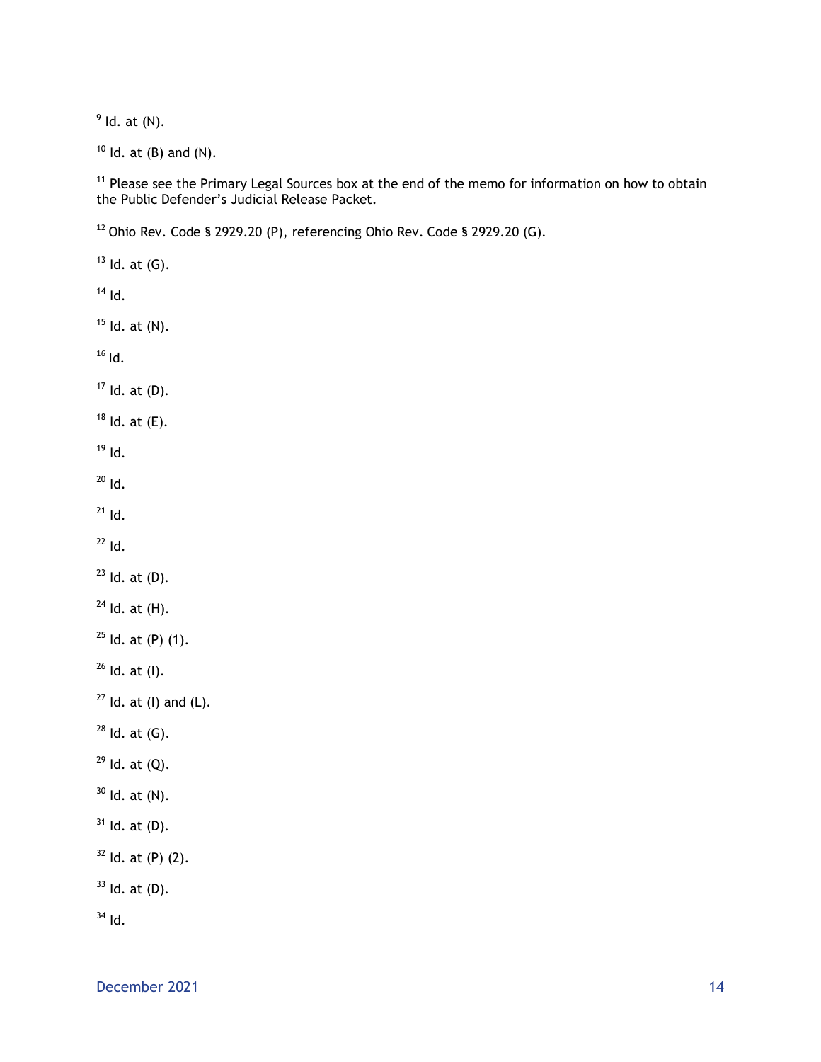[9] Id. at (N).

[10] Id. at (B) and (N).

[11] Please see the Primary Legal Sources box at the end of the memo for information on how to obtain the Public Defender's Judicial Release Packet.

[12] Ohio Rev. Code § 2929.20 (P), referencing Ohio Rev. Code § 2929.20 (G).

[13] Id. at (G).

[14] Id.

[15] Id. at (N).

[16] Id.

[17] Id. at (D).

[18] Id. at (E).

[19] Id.

[20] Id.

[21] Id.

[22] Id.

[23] Id. at (D).

[24] Id. at (H).

[25] Id. at (P) (1).

[26] Id. at (I).

[27] Id. at (I) and (L).

[28] Id. at (G).

[29] Id. at (Q).

[30] Id. at (N).

[31] Id. at (D).

[32] Id. at (P) (2).

[33] Id. at (D).

[34] Id.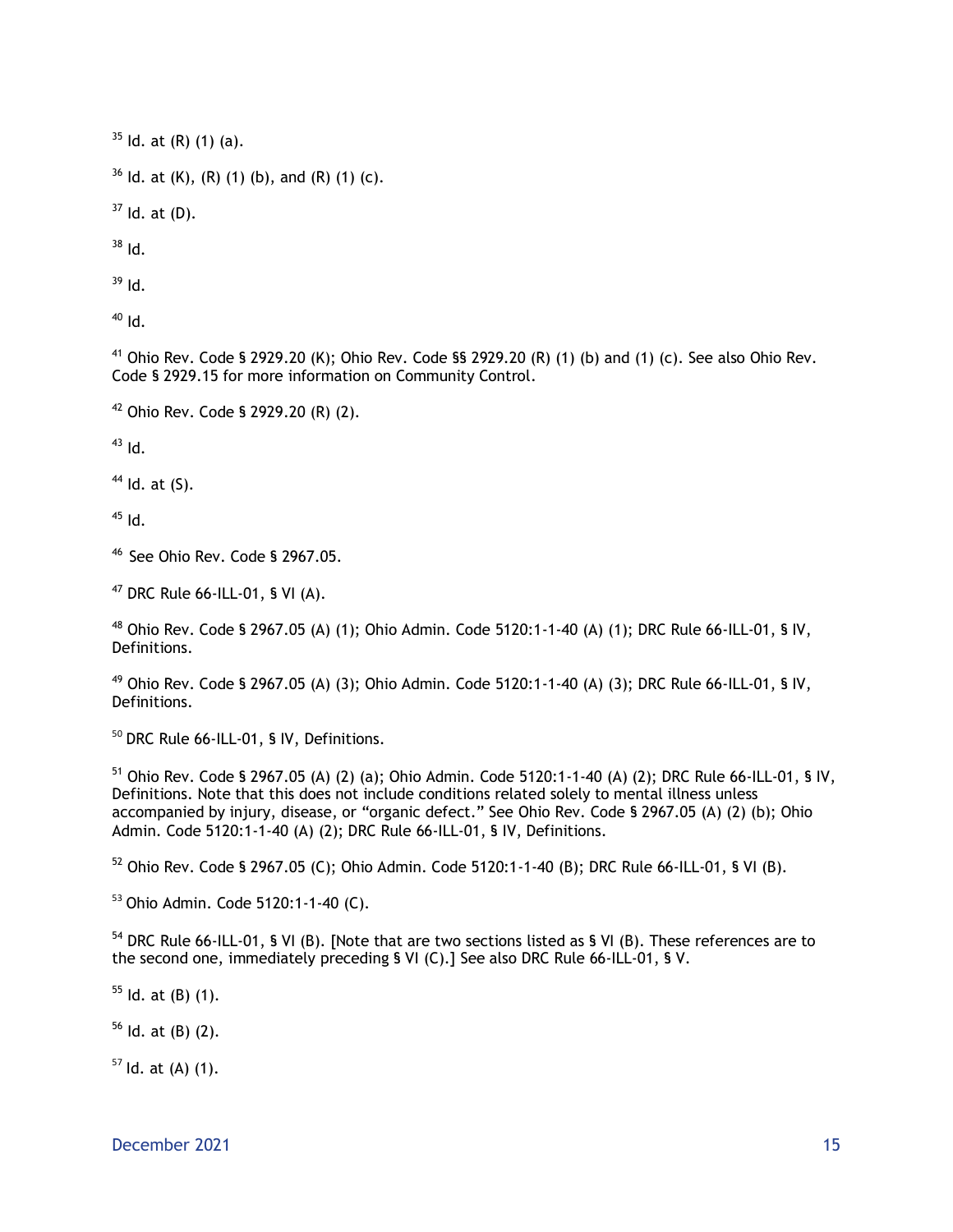[35] Id. at (R) (1) (a).

[36] Id. at (K), (R) (1) (b), and (R) (1) (c).

[37] Id. at (D).

[38] Id.

[39] Id.

[40] Id.

[41] Ohio Rev. Code § 2929.20 (K); Ohio Rev. Code §§ 2929.20 (R) (1) (b) and (1) (c). See also Ohio Rev. Code § 2929.15 for more information on Community Control.

[42] Ohio Rev. Code § 2929.20 (R) (2).

[43] Id.

[44] Id. at (S).

[45] Id.

[46] See Ohio Rev. Code § 2967.05.

[47] DRC Rule 66-ILL-01, § VI (A).

[48] Ohio Rev. Code § 2967.05 (A) (1); Ohio Admin. Code 5120:1-1-40 (A) (1); DRC Rule 66-ILL-01, § IV, Definitions.

[49] Ohio Rev. Code § 2967.05 (A) (3); Ohio Admin. Code 5120:1-1-40 (A) (3); DRC Rule 66-ILL-01, § IV, Definitions.

[50] DRC Rule 66-ILL-01, § IV, Definitions.

[51] Ohio Rev. Code § 2967.05 (A) (2) (a); Ohio Admin. Code 5120:1-1-40 (A) (2); DRC Rule 66-ILL-01, § IV, Definitions. Note that this does not include conditions related solely to mental illness unless accompanied by injury, disease, or "organic defect." See Ohio Rev. Code § 2967.05 (A) (2) (b); Ohio Admin. Code 5120:1-1-40 (A) (2); DRC Rule 66-ILL-01, § IV, Definitions.

[52] Ohio Rev. Code § 2967.05 (C); Ohio Admin. Code 5120:1-1-40 (B); DRC Rule 66-ILL-01, § VI (B).

[53] Ohio Admin. Code 5120:1-1-40 (C).

[54] DRC Rule 66-ILL-01, § VI (B). [Note that are two sections listed as § VI (B). These references are to the second one, immediately preceding § VI (C).] See also DRC Rule 66-ILL-01, § V.

[55] Id. at (B) (1).

[56] Id. at (B) (2).

[57] Id. at (A) (1).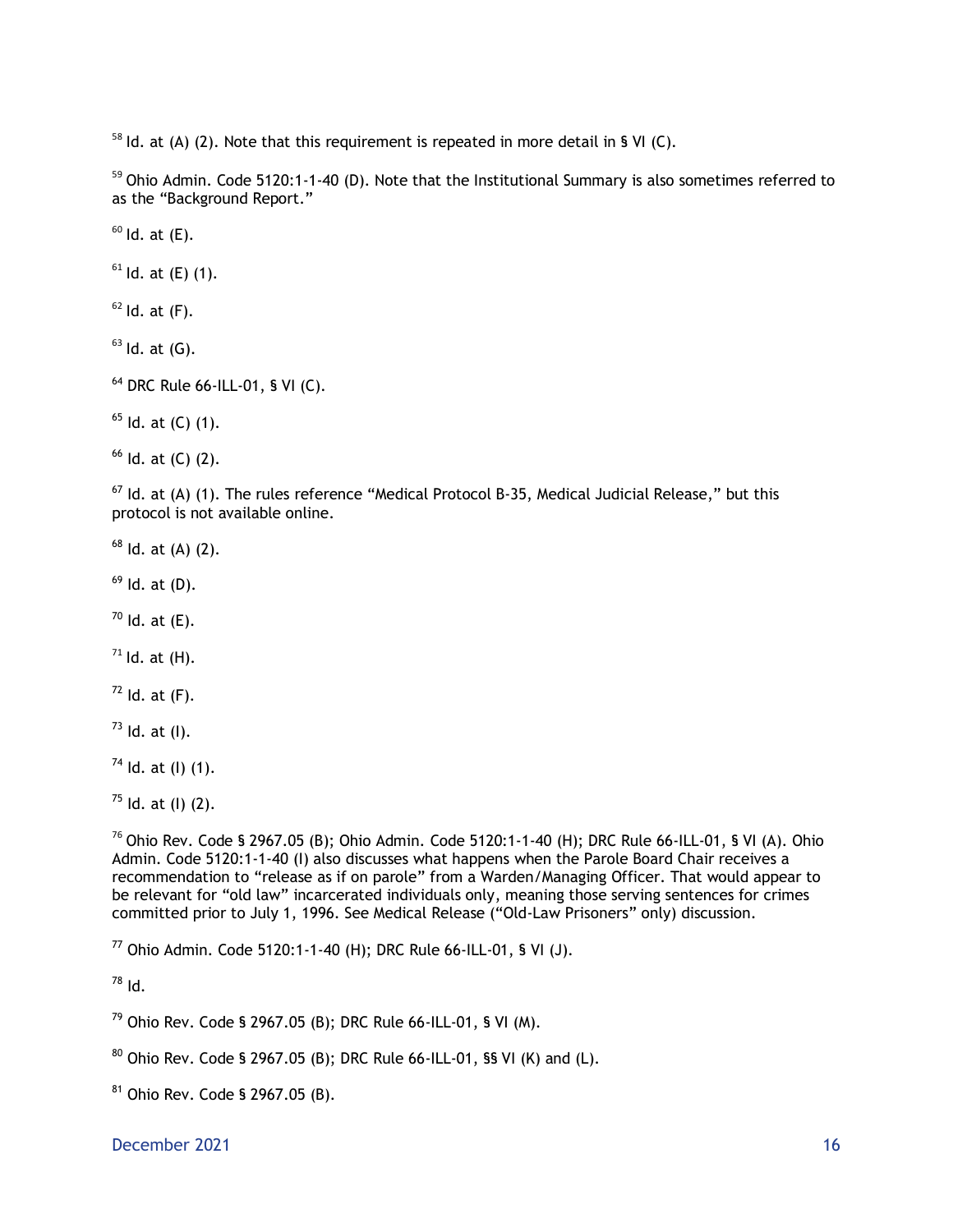[58] Id. at (A) (2). Note that this requirement is repeated in more detail in § VI (C).

[59] Ohio Admin. Code 5120:1-1-40 (D). Note that the Institutional Summary is also sometimes referred to as the "Background Report."

[60] Id. at (E).

[61] Id. at (E) (1).

[62] Id. at (F).

[63] Id. at (G).

[64] DRC Rule 66-ILL-01, § VI (C).

[65] Id. at (C) (1).

[66] Id. at (C) (2).

[67] Id. at (A) (1). The rules reference "Medical Protocol B-35, Medical Judicial Release," but this protocol is not available online.

[68] Id. at (A) (2).

[69] Id. at (D).

[70] Id. at (E).

[71] Id. at (H).

[72] Id. at (F).

[73] Id. at (I).

[74] Id. at (I) (1).

[75] Id. at (I) (2).

[76] Ohio Rev. Code § 2967.05 (B); Ohio Admin. Code 5120:1-1-40 (H); DRC Rule 66-ILL-01, § VI (A). Ohio Admin. Code 5120:1-1-40 (I) also discusses what happens when the Parole Board Chair receives a recommendation to "release as if on parole" from a Warden/Managing Officer. That would appear to be relevant for "old law" incarcerated individuals only, meaning those serving sentences for crimes committed prior to July 1, 1996. See Medical Release ("Old-Law Prisoners" only) discussion.

[77] Ohio Admin. Code 5120:1-1-40 (H); DRC Rule 66-ILL-01, § VI (J).

[78] Id.

[79] Ohio Rev. Code § 2967.05 (B); DRC Rule 66-ILL-01, § VI (M).

[80] Ohio Rev. Code § 2967.05 (B); DRC Rule 66-ILL-01, §§ VI (K) and (L).

[81] Ohio Rev. Code § 2967.05 (B).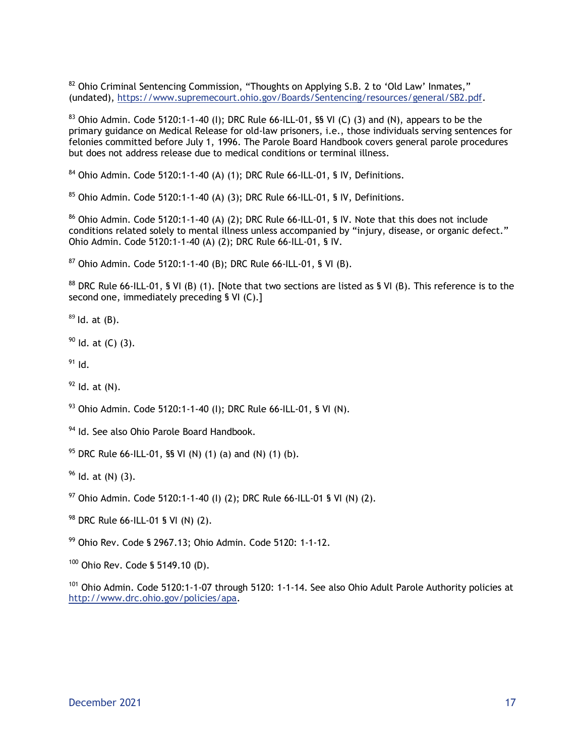[82] Ohio Criminal Sentencing Commission, “Thoughts on Applying S.B. 2 to ‘Old Law’ Inmates,” (undated), https://www.supremecourt.ohio.gov/Boards/Sentencing/resources/general/SB2.pdf.

[83] Ohio Admin. Code 5120:1-1-40 (I); DRC Rule 66-ILL-01, §§ VI (C) (3) and (N), appears to be the primary guidance on Medical Release for old-law prisoners, i.e., those individuals serving sentences for felonies committed before July 1, 1996. The Parole Board Handbook covers general parole procedures but does not address release due to medical conditions or terminal illness.

[84] Ohio Admin. Code 5120:1-1-40 (A) (1); DRC Rule 66-ILL-01, § IV, Definitions.

[85] Ohio Admin. Code 5120:1-1-40 (A) (3); DRC Rule 66-ILL-01, § IV, Definitions.

[86] Ohio Admin. Code 5120:1-1-40 (A) (2); DRC Rule 66-ILL-01, § IV. Note that this does not include conditions related solely to mental illness unless accompanied by “injury, disease, or organic defect.” Ohio Admin. Code 5120:1-1-40 (A) (2); DRC Rule 66-ILL-01, § IV.

[87] Ohio Admin. Code 5120:1-1-40 (B); DRC Rule 66-ILL-01, § VI (B).

[88] DRC Rule 66-ILL-01, § VI (B) (1). [Note that two sections are listed as § VI (B). This reference is to the second one, immediately preceding § VI (C).]

[89] Id. at (B).

[90] Id. at (C) (3).

[91] Id.

[92] Id. at (N).

[93] Ohio Admin. Code 5120:1-1-40 (I); DRC Rule 66-ILL-01, § VI (N).

[94] Id. See also Ohio Parole Board Handbook.

[95] DRC Rule 66-ILL-01, §§ VI (N) (1) (a) and (N) (1) (b).

[96] Id. at (N) (3).

[97] Ohio Admin. Code 5120:1-1-40 (I) (2); DRC Rule 66-ILL-01 § VI (N) (2).

[98] DRC Rule 66-ILL-01 § VI (N) (2).

[99] Ohio Rev. Code § 2967.13; Ohio Admin. Code 5120: 1-1-12.

[100] Ohio Rev. Code § 5149.10 (D).

[101] Ohio Admin. Code 5120:1-1-07 through 5120: 1-1-14. See also Ohio Adult Parole Authority policies at http://www.drc.ohio.gov/policies/apa.